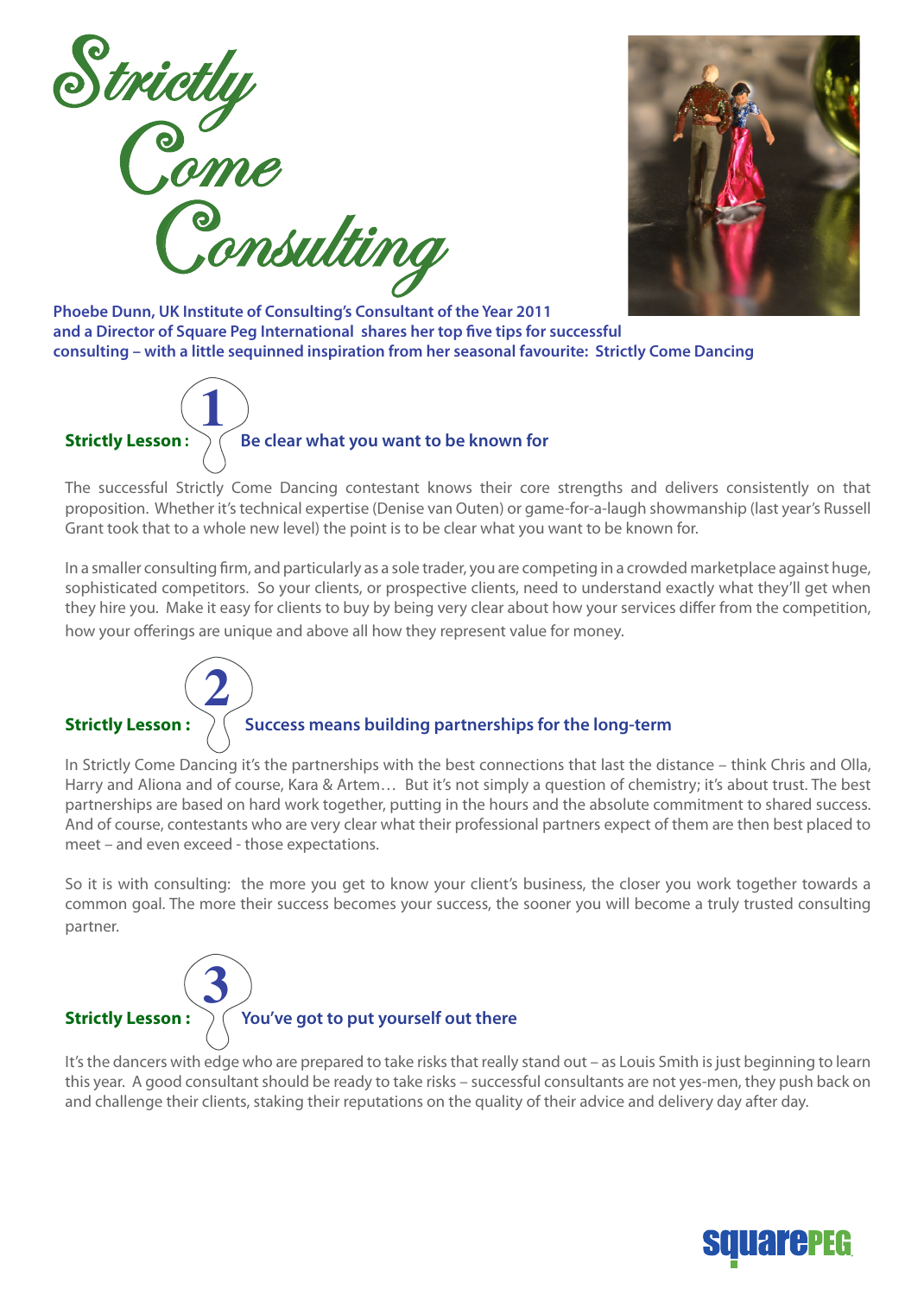# Strictly Come Consulting

**Phoebe Dunn, UK Institute of Consulting's Consultant of the Year 2011 and a Director of Square Peg International shares her top five tips for successful consulting – with a little sequinned inspiration from her seasonal favourite: Strictly Come Dancing**

## Strictly Lesson: 1 Be clear what you want to be known for

The successful Strictly Come Dancing contestant knows their core strengths and delivers consistently on that proposition. Whether it's technical expertise (Denise van Outen) or game-for-a-laugh showmanship (last year's Russell Grant took that to a whole new level) the point is to be clear what you want to be known for.

In a smaller consulting firm, and particularly as a sole trader, you are competing in a crowded marketplace against huge, sophisticated competitors. So your clients, or prospective clients, need to understand exactly what they'll get when they hire you. Make it easy for clients to buy by being very clear about how your services differ from the competition, how your offerings are unique and above all how they represent value for money.

## Strictly Lesson: 2 Success means building partnerships for the long-term

In Strictly Come Dancing it's the partnerships with the best connections that last the distance – think Chris and Olla, Harry and Aliona and of course, Kara & Artem… But it's not simply a question of chemistry; it's about trust. The best partnerships are based on hard work together, putting in the hours and the absolute commitment to shared success. And of course, contestants who are very clear what their professional partners expect of them are then best placed to meet – and even exceed - those expectations.

So it is with consulting: the more you get to know your client's business, the closer you work together towards a common goal. The more their success becomes your success, the sooner you will become a truly trusted consulting partner.

## Strictly Lesson: 3 You've got to put yourself out there

It's the dancers with edge who are prepared to take risks that really stand out – as Louis Smith is just beginning to learn this year. A good consultant should be ready to take risks – successful consultants are not yes-men, they push back on and challenge their clients, staking their reputations on the quality of their advice and delivery day after day.

squarePEG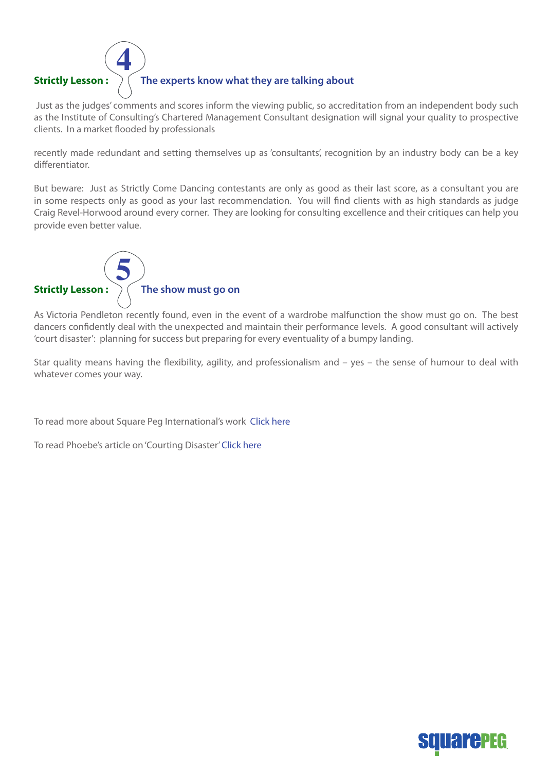## Strictly Lesson : 4 The experts know what they are talking about

Just as the judges' comments and scores inform the viewing public, so accreditation from an independent body such as the Institute of Consulting's Chartered Management Consultant designation will signal your quality to prospective clients. In a market flooded by professionals

recently made redundant and setting themselves up as 'consultants', recognition by an industry body can be a key differentiator.

But beware: Just as Strictly Come Dancing contestants are only as good as their last score, as a consultant you are in some respects only as good as your last recommendation. You will find clients with as high standards as judge Craig Revel-Horwood around every corner. They are looking for consulting excellence and their critiques can help you provide even better value.

## Strictly Lesson : 5 The show must go on

As Victoria Pendleton recently found, even in the event of a wardrobe malfunction the show must go on. The best dancers confidently deal with the unexpected and maintain their performance levels. A good consultant will actively 'court disaster': planning for success but preparing for every eventuality of a bumpy landing.

Star quality means having the flexibility, agility, and professionalism and – yes – the sense of humour to deal with whatever comes your way.

To read more about Square Peg International's work Click here

To read Phoebe's article on 'Courting Disaster' Click here

squarePEG